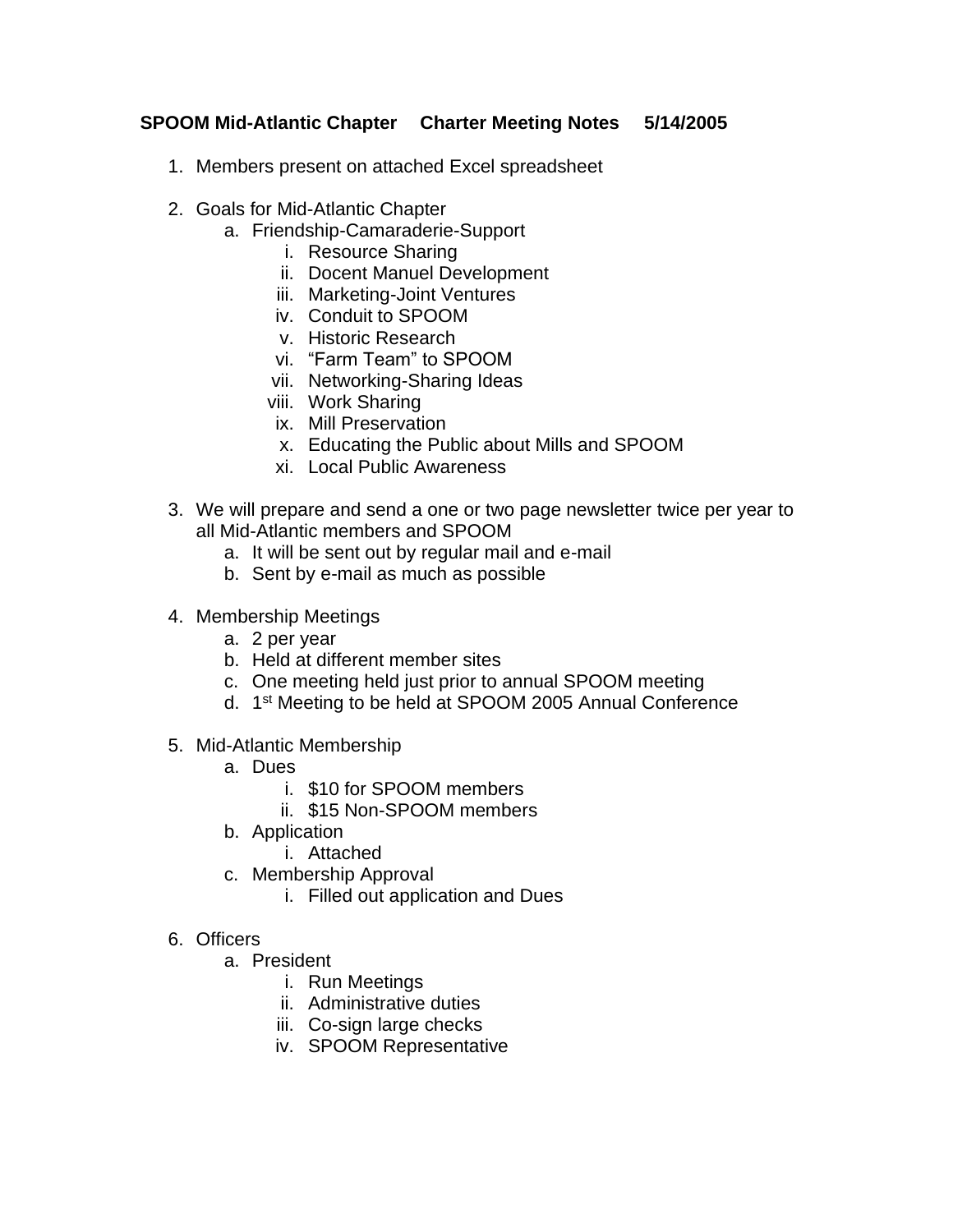**SPOOM Mid-Atlantic Chapter Charter Meeting Notes 5/14/2005**

1. Members present on attached Excel spreadsheet

2. Goals for Mid-Atlantic Chapter
    a. Friendship-Camaraderie-Support
        i. Resource Sharing
        ii. Docent Manuel Development
        iii. Marketing-Joint Ventures
        iv. Conduit to SPOOM
        v. Historic Research
        vi. “Farm Team” to SPOOM
        vii. Networking-Sharing Ideas
        viii. Work Sharing
        ix. Mill Preservation
        x. Educating the Public about Mills and SPOOM
        xi. Local Public Awareness

3. We will prepare and send a one or two page newsletter twice per year to all Mid-Atlantic members and SPOOM
    a. It will be sent out by regular mail and e-mail
    b. Sent by e-mail as much as possible

4. Membership Meetings
    a. 2 per year
    b. Held at different member sites
    c. One meeting held just prior to annual SPOOM meeting
    d. 1st Meeting to be held at SPOOM 2005 Annual Conference

5. Mid-Atlantic Membership
    a. Dues
        i. $10 for SPOOM members
        ii. $15 Non-SPOOM members
    b. Application
        i. Attached
    c. Membership Approval
        i. Filled out application and Dues

6. Officers
    a. President
        i. Run Meetings
        ii. Administrative duties
        iii. Co-sign large checks
        iv. SPOOM Representative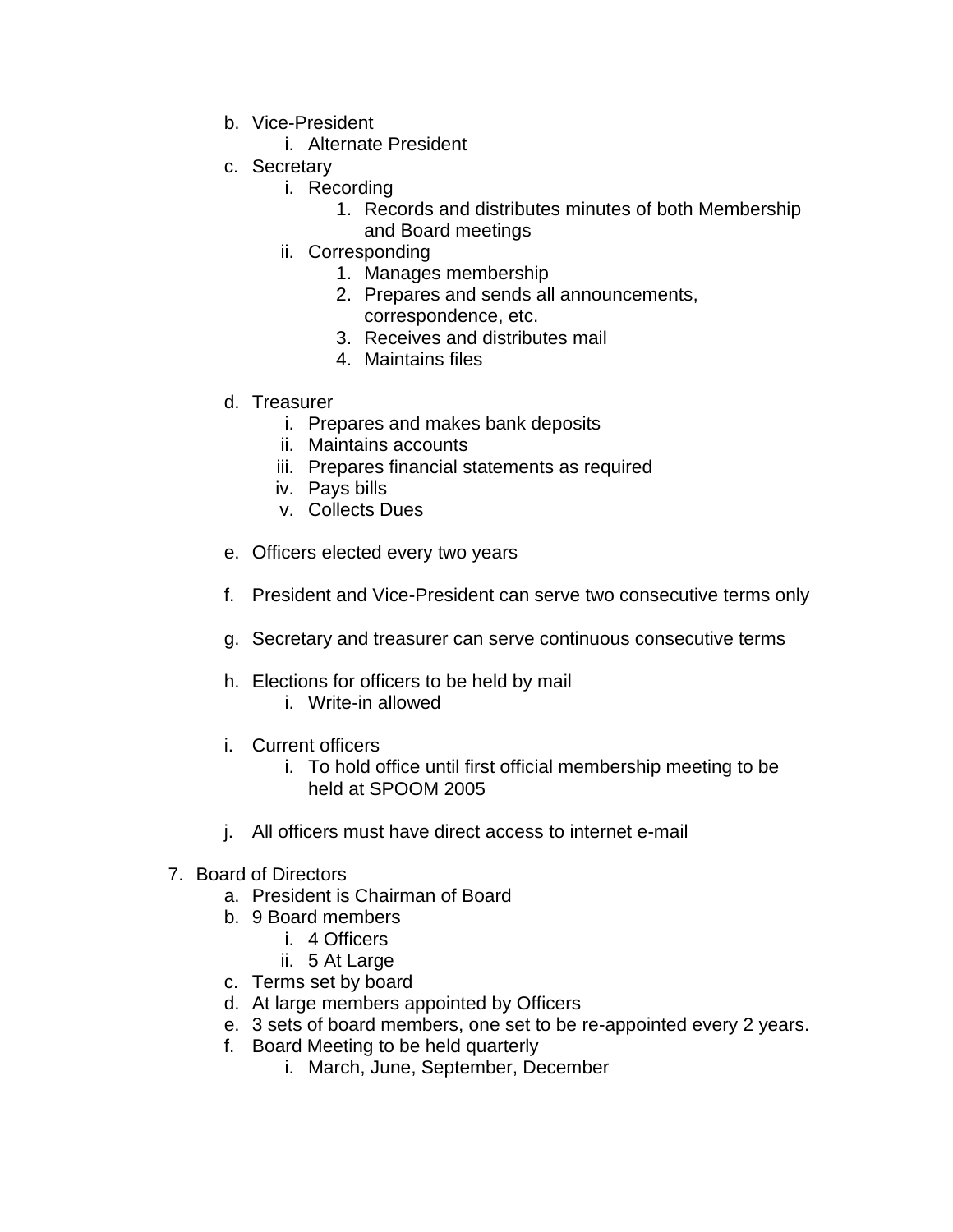b. Vice-President
      i. Alternate President
   c. Secretary
      i. Recording
         1. Records and distributes minutes of both Membership and Board meetings
      ii. Corresponding
         1. Manages membership
         2. Prepares and sends all announcements, correspondence, etc.
         3. Receives and distributes mail
         4. Maintains files

   d. Treasurer
      i. Prepares and makes bank deposits
      ii. Maintains accounts
      iii. Prepares financial statements as required
      iv. Pays bills
      v. Collects Dues

   e. Officers elected every two years

   f. President and Vice-President can serve two consecutive terms only

   g. Secretary and treasurer can serve continuous consecutive terms

   h. Elections for officers to be held by mail
      i. Write-in allowed

   i. Current officers
      i. To hold office until first official membership meeting to be held at SPOOM 2005

   j. All officers must have direct access to internet e-mail

7. Board of Directors
   a. President is Chairman of Board
   b. 9 Board members
      i. 4 Officers
      ii. 5 At Large
   c. Terms set by board
   d. At large members appointed by Officers
   e. 3 sets of board members, one set to be re-appointed every 2 years.
   f. Board Meeting to be held quarterly
      i. March, June, September, December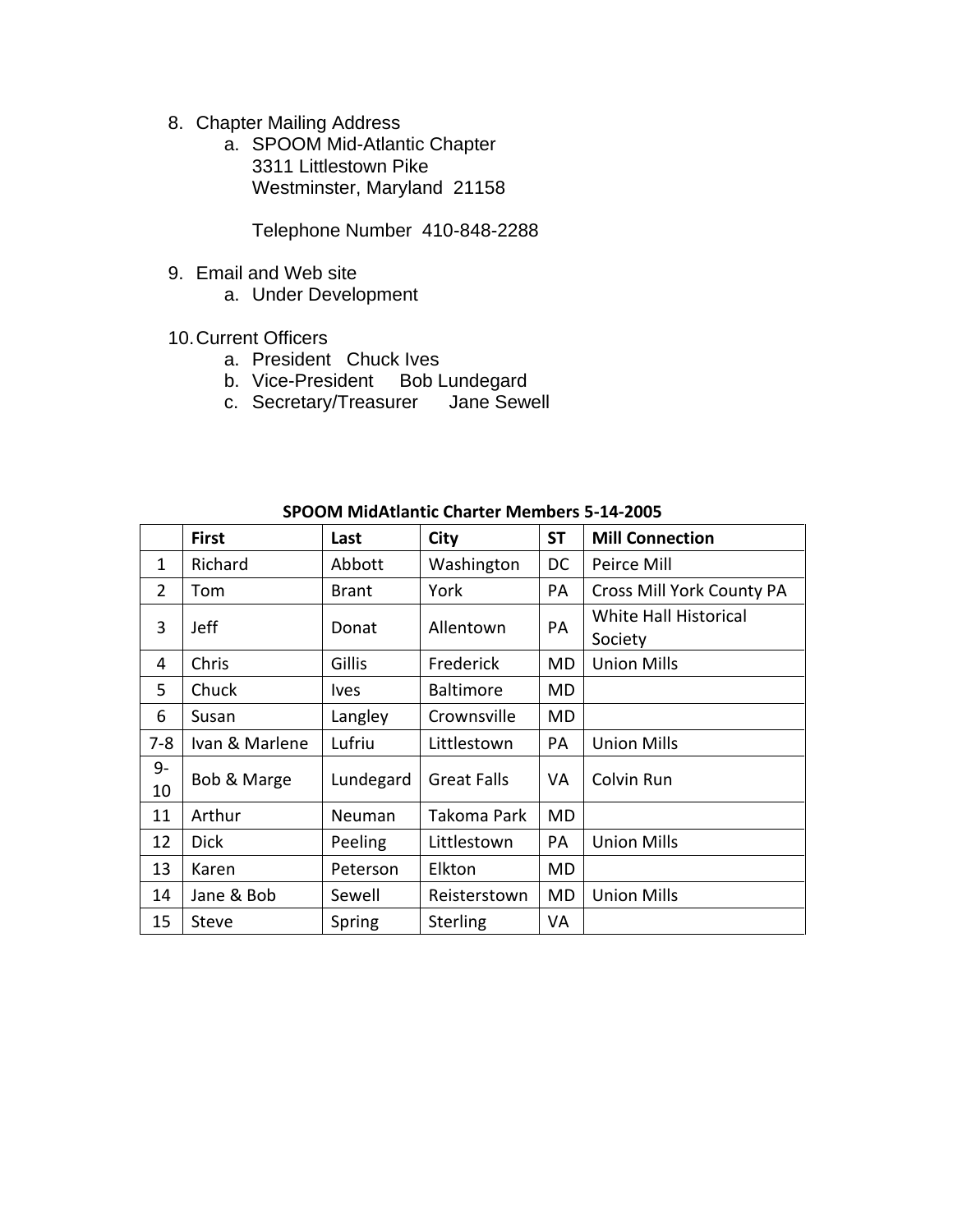8. Chapter Mailing Address
    a. SPOOM Mid-Atlantic Chapter
       3311 Littlestown Pike
       Westminster, Maryland 21158

       Telephone Number 410-848-2288

9. Email and Web site
    a. Under Development

10. Current Officers
    a. President Chuck Ives
    b. Vice-President Bob Lundegard
    c. Secretary/Treasurer Jane Sewell

**SPOOM MidAtlantic Charter Members 5-14-2005**

| | First | Last | City | ST | Mill Connection |
|---|---|---|---|---|---|
| 1 | Richard | Abbott | Washington | DC | Peirce Mill |
| 2 | Tom | Brant | York | PA | Cross Mill York County PA |
| 3 | Jeff | Donat | Allentown | PA | White Hall Historical Society |
| 4 | Chris | Gillis | Frederick | MD | Union Mills |
| 5 | Chuck | Ives | Baltimore | MD | |
| 6 | Susan | Langley | Crownsville | MD | |
| 7-8 | Ivan & Marlene | Lufriu | Littlestown | PA | Union Mills |
| 9-10 | Bob & Marge | Lundegard | Great Falls | VA | Colvin Run |
| 11 | Arthur | Neuman | Takoma Park | MD | |
| 12 | Dick | Peeling | Littlestown | PA | Union Mills |
| 13 | Karen | Peterson | Elkton | MD | |
| 14 | Jane & Bob | Sewell | Reisterstown | MD | Union Mills |
| 15 | Steve | Spring | Sterling | VA | |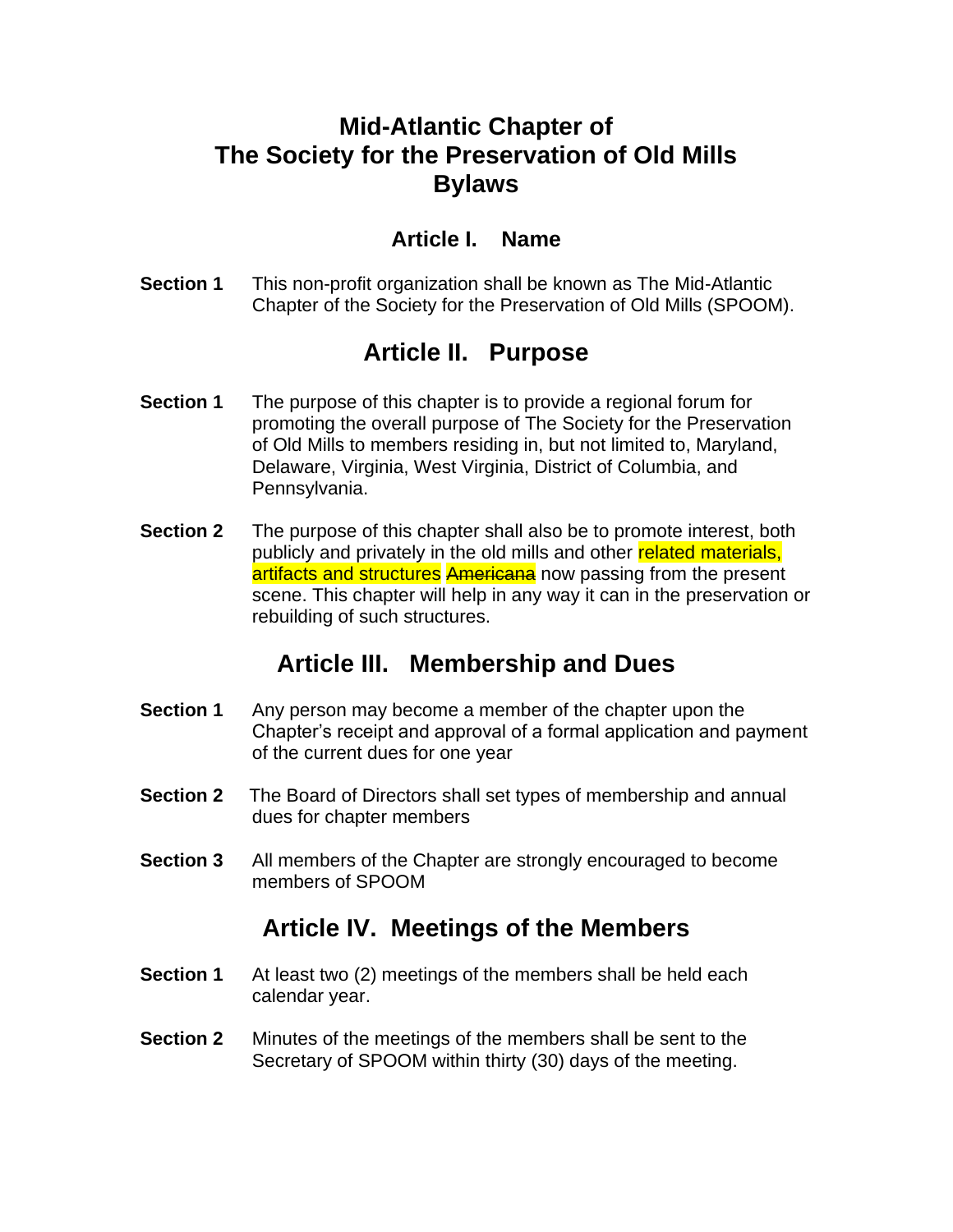# Mid-Atlantic Chapter of The Society for the Preservation of Old Mills Bylaws

## Article I. Name

**Section 1** This non-profit organization shall be known as The Mid-Atlantic Chapter of the Society for the Preservation of Old Mills (SPOOM).

## Article II. Purpose

**Section 1** The purpose of this chapter is to provide a regional forum for promoting the overall purpose of The Society for the Preservation of Old Mills to members residing in, but not limited to, Maryland, Delaware, Virginia, West Virginia, District of Columbia, and Pennsylvania.

**Section 2** The purpose of this chapter shall also be to promote interest, both publicly and privately in the old mills and other related materials, artifacts and structures ~~Americana~~ now passing from the present scene. This chapter will help in any way it can in the preservation or rebuilding of such structures.

## Article III. Membership and Dues

**Section 1** Any person may become a member of the chapter upon the Chapter's receipt and approval of a formal application and payment of the current dues for one year

**Section 2** The Board of Directors shall set types of membership and annual dues for chapter members

**Section 3** All members of the Chapter are strongly encouraged to become members of SPOOM

## Article IV. Meetings of the Members

**Section 1** At least two (2) meetings of the members shall be held each calendar year.

**Section 2** Minutes of the meetings of the members shall be sent to the Secretary of SPOOM within thirty (30) days of the meeting.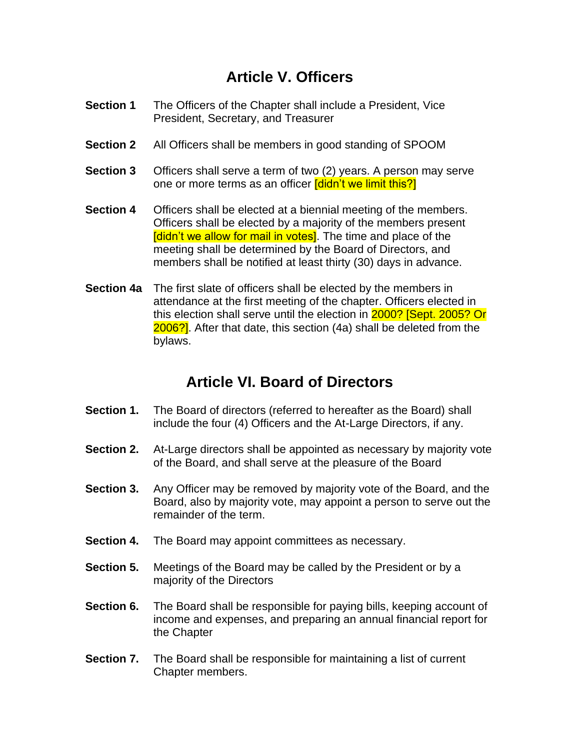## Article V. Officers

**Section 1** The Officers of the Chapter shall include a President, Vice President, Secretary, and Treasurer

**Section 2** All Officers shall be members in good standing of SPOOM

**Section 3** Officers shall serve a term of two (2) years. A person may serve one or more terms as an officer [didn't we limit this?]

**Section 4** Officers shall be elected at a biennial meeting of the members. Officers shall be elected by a majority of the members present [didn't we allow for mail in votes]. The time and place of the meeting shall be determined by the Board of Directors, and members shall be notified at least thirty (30) days in advance.

**Section 4a** The first slate of officers shall be elected by the members in attendance at the first meeting of the chapter. Officers elected in this election shall serve until the election in 2000? [Sept. 2005? Or 2006?]. After that date, this section (4a) shall be deleted from the bylaws.

## Article VI. Board of Directors

**Section 1.** The Board of directors (referred to hereafter as the Board) shall include the four (4) Officers and the At-Large Directors, if any.

**Section 2.** At-Large directors shall be appointed as necessary by majority vote of the Board, and shall serve at the pleasure of the Board

**Section 3.** Any Officer may be removed by majority vote of the Board, and the Board, also by majority vote, may appoint a person to serve out the remainder of the term.

**Section 4.** The Board may appoint committees as necessary.

**Section 5.** Meetings of the Board may be called by the President or by a majority of the Directors

**Section 6.** The Board shall be responsible for paying bills, keeping account of income and expenses, and preparing an annual financial report for the Chapter

**Section 7.** The Board shall be responsible for maintaining a list of current Chapter members.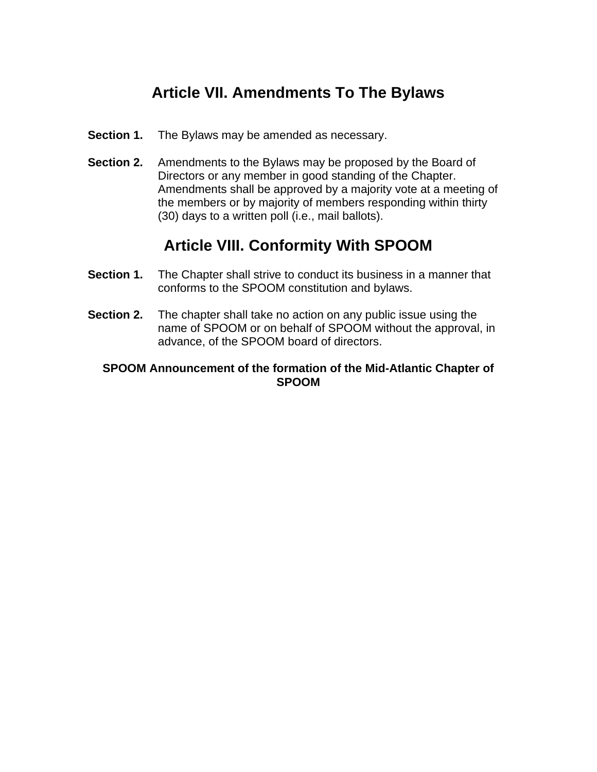## Article VII. Amendments To The Bylaws

**Section 1.** The Bylaws may be amended as necessary.

**Section 2.** Amendments to the Bylaws may be proposed by the Board of Directors or any member in good standing of the Chapter. Amendments shall be approved by a majority vote at a meeting of the members or by majority of members responding within thirty (30) days to a written poll (i.e., mail ballots).

## Article VIII. Conformity With SPOOM

**Section 1.** The Chapter shall strive to conduct its business in a manner that conforms to the SPOOM constitution and bylaws.

**Section 2.** The chapter shall take no action on any public issue using the name of SPOOM or on behalf of SPOOM without the approval, in advance, of the SPOOM board of directors.

**SPOOM Announcement of the formation of the Mid-Atlantic Chapter of SPOOM**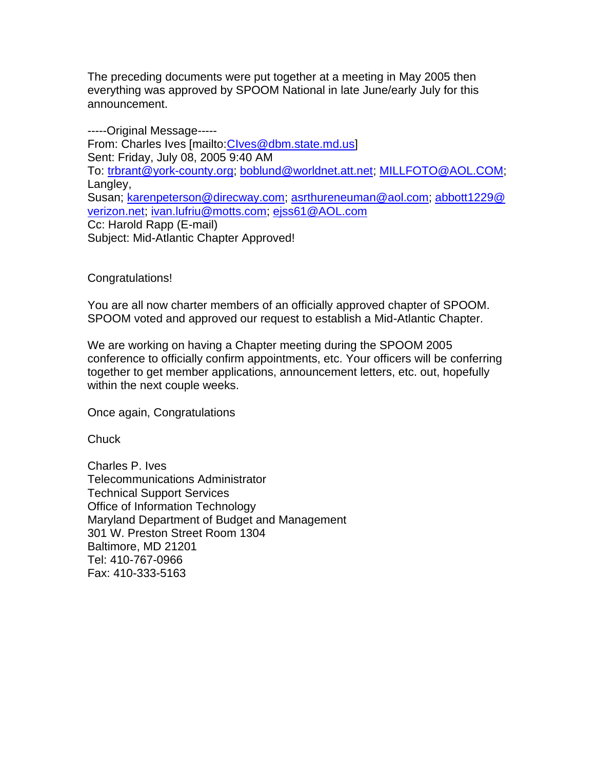The preceding documents were put together at a meeting in May 2005 then everything was approved by SPOOM National in late June/early July for this announcement.

-----Original Message-----
From: Charles Ives [mailto:CIves@dbm.state.md.us]
Sent: Friday, July 08, 2005 9:40 AM
To: trbrant@york-county.org; boblund@worldnet.att.net; MILLFOTO@AOL.COM; Langley,
Susan; karenpeterson@direcway.com; asrthureneuman@aol.com; abbott1229@verizon.net; ivan.lufriu@motts.com; ejss61@AOL.com
Cc: Harold Rapp (E-mail)
Subject: Mid-Atlantic Chapter Approved!

Congratulations!

You are all now charter members of an officially approved chapter of SPOOM. SPOOM voted and approved our request to establish a Mid-Atlantic Chapter.

We are working on having a Chapter meeting during the SPOOM 2005 conference to officially confirm appointments, etc. Your officers will be conferring together to get member applications, announcement letters, etc. out, hopefully within the next couple weeks.

Once again, Congratulations

Chuck

Charles P. Ives
Telecommunications Administrator
Technical Support Services
Office of Information Technology
Maryland Department of Budget and Management
301 W. Preston Street Room 1304
Baltimore, MD 21201
Tel: 410-767-0966
Fax: 410-333-5163